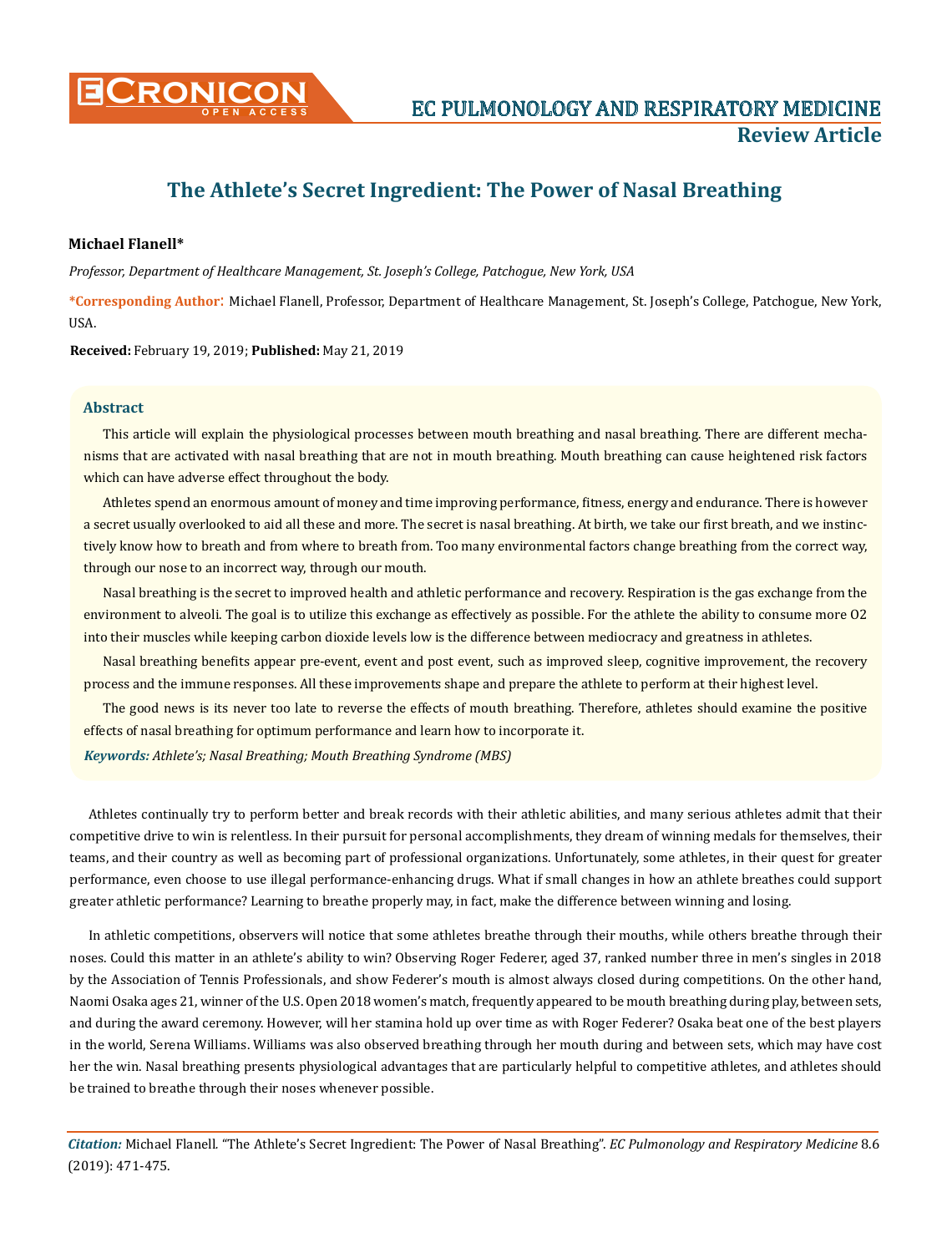# The Athlete's Secret Ingredient: The Power of Nasal Breathing

**Michael Flanell***

*Professor, Department of Healthcare Management, St. Joseph's College, Patchogue, New York, USA*

**\*Corresponding Author**: Michael Flanell, Professor, Department of Healthcare Management, St. Joseph's College, Patchogue, New York, USA.

**Received:** February 19, 2019; **Published:** May 21, 2019

## Abstract

This article will explain the physiological processes between mouth breathing and nasal breathing. There are different mechanisms that are activated with nasal breathing that are not in mouth breathing. Mouth breathing can cause heightened risk factors which can have adverse effect throughout the body.

Athletes spend an enormous amount of money and time improving performance, fitness, energy and endurance. There is however a secret usually overlooked to aid all these and more. The secret is nasal breathing. At birth, we take our first breath, and we instinctively know how to breath and from where to breath from. Too many environmental factors change breathing from the correct way, through our nose to an incorrect way, through our mouth.

Nasal breathing is the secret to improved health and athletic performance and recovery. Respiration is the gas exchange from the environment to alveoli. The goal is to utilize this exchange as effectively as possible. For the athlete the ability to consume more O2 into their muscles while keeping carbon dioxide levels low is the difference between mediocracy and greatness in athletes.

Nasal breathing benefits appear pre-event, event and post event, such as improved sleep, cognitive improvement, the recovery process and the immune responses. All these improvements shape and prepare the athlete to perform at their highest level.

The good news is its never too late to reverse the effects of mouth breathing. Therefore, athletes should examine the positive effects of nasal breathing for optimum performance and learn how to incorporate it.

***Keywords:*** *Athlete's; Nasal Breathing; Mouth Breathing Syndrome (MBS)*

Athletes continually try to perform better and break records with their athletic abilities, and many serious athletes admit that their competitive drive to win is relentless. In their pursuit for personal accomplishments, they dream of winning medals for themselves, their teams, and their country as well as becoming part of professional organizations. Unfortunately, some athletes, in their quest for greater performance, even choose to use illegal performance-enhancing drugs. What if small changes in how an athlete breathes could support greater athletic performance? Learning to breathe properly may, in fact, make the difference between winning and losing.

In athletic competitions, observers will notice that some athletes breathe through their mouths, while others breathe through their noses. Could this matter in an athlete's ability to win? Observing Roger Federer, aged 37, ranked number three in men's singles in 2018 by the Association of Tennis Professionals, and show Federer's mouth is almost always closed during competitions. On the other hand, Naomi Osaka ages 21, winner of the U.S. Open 2018 women's match, frequently appeared to be mouth breathing during play, between sets, and during the award ceremony. However, will her stamina hold up over time as with Roger Federer? Osaka beat one of the best players in the world, Serena Williams. Williams was also observed breathing through her mouth during and between sets, which may have cost her the win. Nasal breathing presents physiological advantages that are particularly helpful to competitive athletes, and athletes should be trained to breathe through their noses whenever possible.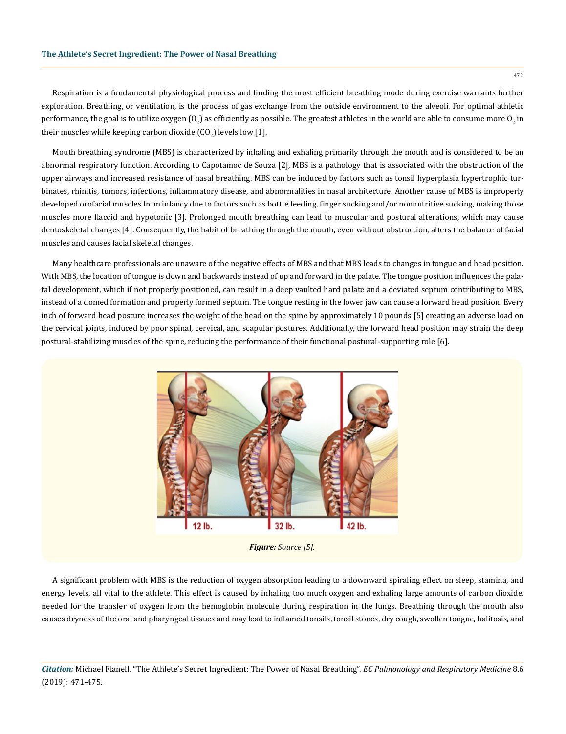Respiration is a fundamental physiological process and finding the most efficient breathing mode during exercise warrants further exploration. Breathing, or ventilation, is the process of gas exchange from the outside environment to the alveoli. For optimal athletic performance, the goal is to utilize oxygen ($O_2$) as efficiently as possible. The greatest athletes in the world are able to consume more $O_2$ in their muscles while keeping carbon dioxide ($CO_2$) levels low [1].

Mouth breathing syndrome (MBS) is characterized by inhaling and exhaling primarily through the mouth and is considered to be an abnormal respiratory function. According to Capotamoc de Souza [2], MBS is a pathology that is associated with the obstruction of the upper airways and increased resistance of nasal breathing. MBS can be induced by factors such as tonsil hyperplasia hypertrophic turbinates, rhinitis, tumors, infections, inflammatory disease, and abnormalities in nasal architecture. Another cause of MBS is improperly developed orofacial muscles from infancy due to factors such as bottle feeding, finger sucking and/or nonnutritive sucking, making those muscles more flaccid and hypotonic [3]. Prolonged mouth breathing can lead to muscular and postural alterations, which may cause dentoskeletal changes [4]. Consequently, the habit of breathing through the mouth, even without obstruction, alters the balance of facial muscles and causes facial skeletal changes.

Many healthcare professionals are unaware of the negative effects of MBS and that MBS leads to changes in tongue and head position. With MBS, the location of tongue is down and backwards instead of up and forward in the palate. The tongue position influences the palatal development, which if not properly positioned, can result in a deep vaulted hard palate and a deviated septum contributing to MBS, instead of a domed formation and properly formed septum. The tongue resting in the lower jaw can cause a forward head position. Every inch of forward head posture increases the weight of the head on the spine by approximately 10 pounds [5] creating an adverse load on the cervical joints, induced by poor spinal, cervical, and scapular postures. Additionally, the forward head position may strain the deep postural-stabilizing muscles of the spine, reducing the performance of their functional postural-supporting role [6].

12 lb. 32 lb. 42 lb.

***Figure:*** *Source [5].*

A significant problem with MBS is the reduction of oxygen absorption leading to a downward spiraling effect on sleep, stamina, and energy levels, all vital to the athlete. This effect is caused by inhaling too much oxygen and exhaling large amounts of carbon dioxide, needed for the transfer of oxygen from the hemoglobin molecule during respiration in the lungs. Breathing through the mouth also causes dryness of the oral and pharyngeal tissues and may lead to inflamed tonsils, tonsil stones, dry cough, swollen tongue, halitosis, and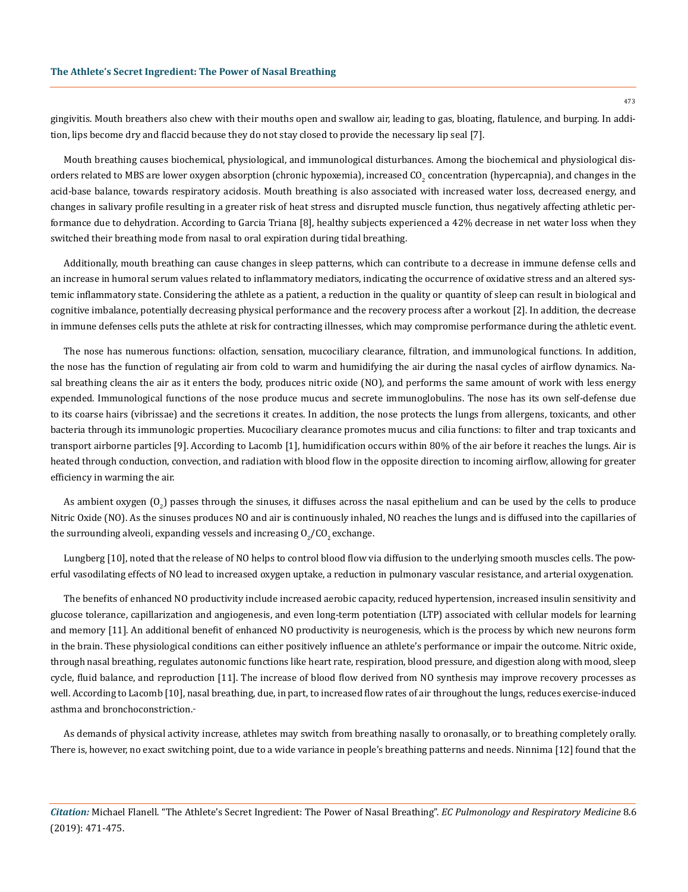gingivitis. Mouth breathers also chew with their mouths open and swallow air, leading to gas, bloating, flatulence, and burping. In addition, lips become dry and flaccid because they do not stay closed to provide the necessary lip seal [7].

Mouth breathing causes biochemical, physiological, and immunological disturbances. Among the biochemical and physiological disorders related to MBS are lower oxygen absorption (chronic hypoxemia), increased $CO_2$ concentration (hypercapnia), and changes in the acid-base balance, towards respiratory acidosis. Mouth breathing is also associated with increased water loss, decreased energy, and changes in salivary profile resulting in a greater risk of heat stress and disrupted muscle function, thus negatively affecting athletic performance due to dehydration. According to Garcia Triana [8], healthy subjects experienced a 42% decrease in net water loss when they switched their breathing mode from nasal to oral expiration during tidal breathing.

Additionally, mouth breathing can cause changes in sleep patterns, which can contribute to a decrease in immune defense cells and an increase in humoral serum values related to inflammatory mediators, indicating the occurrence of oxidative stress and an altered systemic inflammatory state. Considering the athlete as a patient, a reduction in the quality or quantity of sleep can result in biological and cognitive imbalance, potentially decreasing physical performance and the recovery process after a workout [2]. In addition, the decrease in immune defenses cells puts the athlete at risk for contracting illnesses, which may compromise performance during the athletic event.

The nose has numerous functions: olfaction, sensation, mucociliary clearance, filtration, and immunological functions. In addition, the nose has the function of regulating air from cold to warm and humidifying the air during the nasal cycles of airflow dynamics. Nasal breathing cleans the air as it enters the body, produces nitric oxide (NO), and performs the same amount of work with less energy expended. Immunological functions of the nose produce mucus and secrete immunoglobulins. The nose has its own self-defense due to its coarse hairs (vibrissae) and the secretions it creates. In addition, the nose protects the lungs from allergens, toxicants, and other bacteria through its immunologic properties. Mucociliary clearance promotes mucus and cilia functions: to filter and trap toxicants and transport airborne particles [9]. According to Lacomb [1], humidification occurs within 80% of the air before it reaches the lungs. Air is heated through conduction, convection, and radiation with blood flow in the opposite direction to incoming airflow, allowing for greater efficiency in warming the air.

As ambient oxygen ($O_2$) passes through the sinuses, it diffuses across the nasal epithelium and can be used by the cells to produce Nitric Oxide (NO). As the sinuses produces NO and air is continuously inhaled, NO reaches the lungs and is diffused into the capillaries of the surrounding alveoli, expanding vessels and increasing $O_2/CO_2$ exchange.

Lungberg [10], noted that the release of NO helps to control blood flow via diffusion to the underlying smooth muscles cells. The powerful vasodilating effects of NO lead to increased oxygen uptake, a reduction in pulmonary vascular resistance, and arterial oxygenation.

The benefits of enhanced NO productivity include increased aerobic capacity, reduced hypertension, increased insulin sensitivity and glucose tolerance, capillarization and angiogenesis, and even long-term potentiation (LTP) associated with cellular models for learning and memory [11]. An additional benefit of enhanced NO productivity is neurogenesis, which is the process by which new neurons form in the brain. These physiological conditions can either positively influence an athlete's performance or impair the outcome. Nitric oxide, through nasal breathing, regulates autonomic functions like heart rate, respiration, blood pressure, and digestion along with mood, sleep cycle, fluid balance, and reproduction [11]. The increase of blood flow derived from NO synthesis may improve recovery processes as well. According to Lacomb [10], nasal breathing, due, in part, to increased flow rates of air throughout the lungs, reduces exercise-induced asthma and bronchoconstriction.-

As demands of physical activity increase, athletes may switch from breathing nasally to oronasally, or to breathing completely orally. There is, however, no exact switching point, due to a wide variance in people's breathing patterns and needs. Ninnima [12] found that the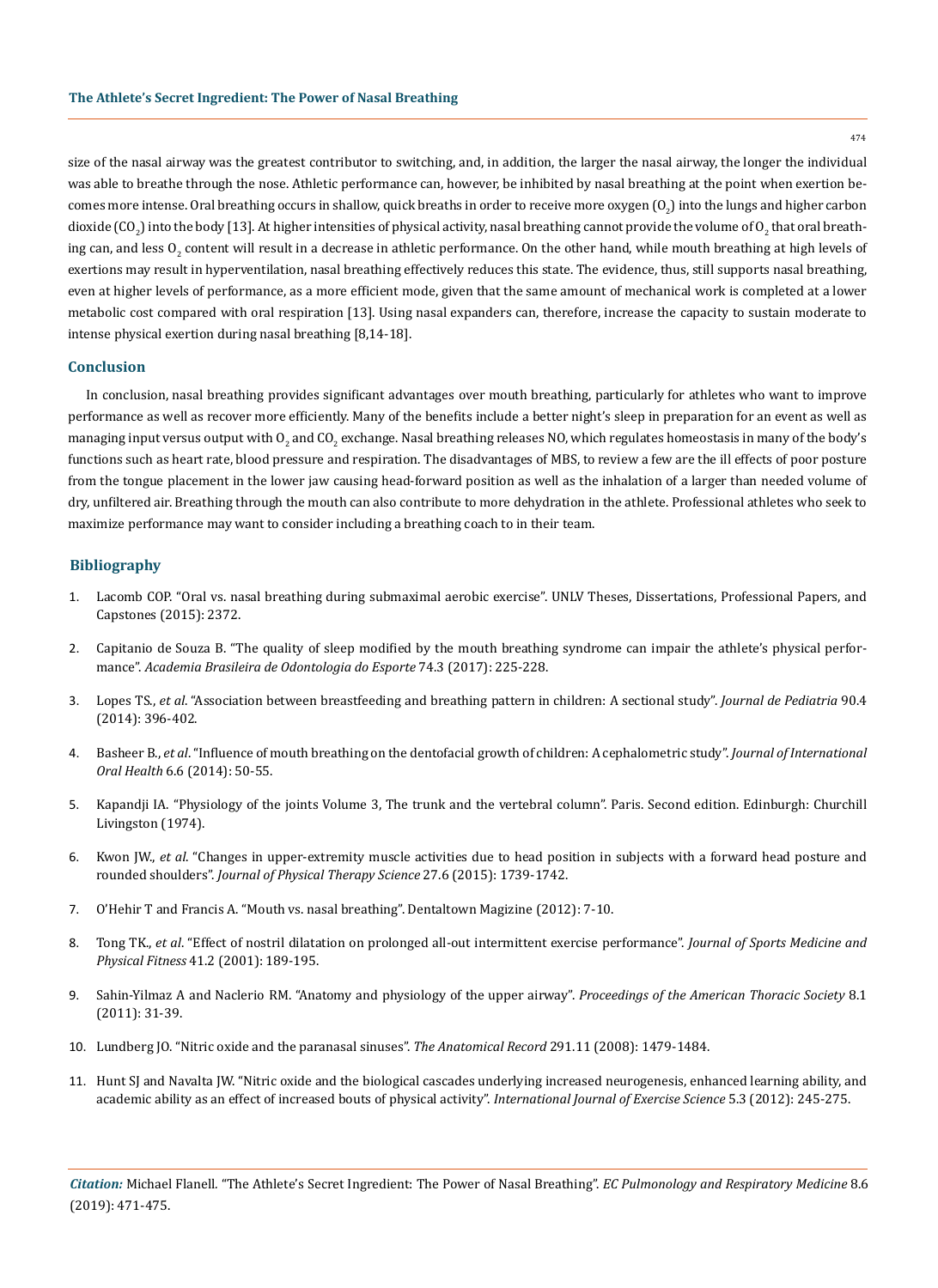size of the nasal airway was the greatest contributor to switching, and, in addition, the larger the nasal airway, the longer the individual was able to breathe through the nose. Athletic performance can, however, be inhibited by nasal breathing at the point when exertion becomes more intense. Oral breathing occurs in shallow, quick breaths in order to receive more oxygen ($O_2$) into the lungs and higher carbon dioxide ($CO_2$) into the body [13]. At higher intensities of physical activity, nasal breathing cannot provide the volume of $O_2$ that oral breathing can, and less $O_2$ content will result in a decrease in athletic performance. On the other hand, while mouth breathing at high levels of exertions may result in hyperventilation, nasal breathing effectively reduces this state. The evidence, thus, still supports nasal breathing, even at higher levels of performance, as a more efficient mode, given that the same amount of mechanical work is completed at a lower metabolic cost compared with oral respiration [13]. Using nasal expanders can, therefore, increase the capacity to sustain moderate to intense physical exertion during nasal breathing [8,14-18].

## Conclusion

In conclusion, nasal breathing provides significant advantages over mouth breathing, particularly for athletes who want to improve performance as well as recover more efficiently. Many of the benefits include a better night's sleep in preparation for an event as well as managing input versus output with $O_2$ and $CO_2$ exchange. Nasal breathing releases NO, which regulates homeostasis in many of the body's functions such as heart rate, blood pressure and respiration. The disadvantages of MBS, to review a few are the ill effects of poor posture from the tongue placement in the lower jaw causing head-forward position as well as the inhalation of a larger than needed volume of dry, unfiltered air. Breathing through the mouth can also contribute to more dehydration in the athlete. Professional athletes who seek to maximize performance may want to consider including a breathing coach to in their team.

## Bibliography

1. Lacomb COP. "Oral vs. nasal breathing during submaximal aerobic exercise". UNLV Theses, Dissertations, Professional Papers, and Capstones (2015): 2372.
2. Capitanio de Souza B. "The quality of sleep modified by the mouth breathing syndrome can impair the athlete's physical performance". *Academia Brasileira de Odontologia do Esporte* 74.3 (2017): 225-228.
3. Lopes TS., *et al*. "Association between breastfeeding and breathing pattern in children: A sectional study". *Journal de Pediatria* 90.4 (2014): 396-402.
4. Basheer B., *et al*. "Influence of mouth breathing on the dentofacial growth of children: A cephalometric study". *Journal of International Oral Health* 6.6 (2014): 50-55.
5. Kapandji IA. "Physiology of the joints Volume 3, The trunk and the vertebral column". Paris. Second edition. Edinburgh: Churchill Livingston (1974).
6. Kwon JW., *et al*. "Changes in upper-extremity muscle activities due to head position in subjects with a forward head posture and rounded shoulders". *Journal of Physical Therapy Science* 27.6 (2015): 1739-1742.
7. O'Hehir T and Francis A. "Mouth vs. nasal breathing". Dentaltown Magizine (2012): 7-10.
8. Tong TK., *et al*. "Effect of nostril dilatation on prolonged all-out intermittent exercise performance". *Journal of Sports Medicine and Physical Fitness* 41.2 (2001): 189-195.
9. Sahin-Yilmaz A and Naclerio RM. "Anatomy and physiology of the upper airway". *Proceedings of the American Thoracic Society* 8.1 (2011): 31-39.
10. Lundberg JO. "Nitric oxide and the paranasal sinuses". *The Anatomical Record* 291.11 (2008): 1479-1484.
11. Hunt SJ and Navalta JW. "Nitric oxide and the biological cascades underlying increased neurogenesis, enhanced learning ability, and academic ability as an effect of increased bouts of physical activity". *International Journal of Exercise Science* 5.3 (2012): 245-275.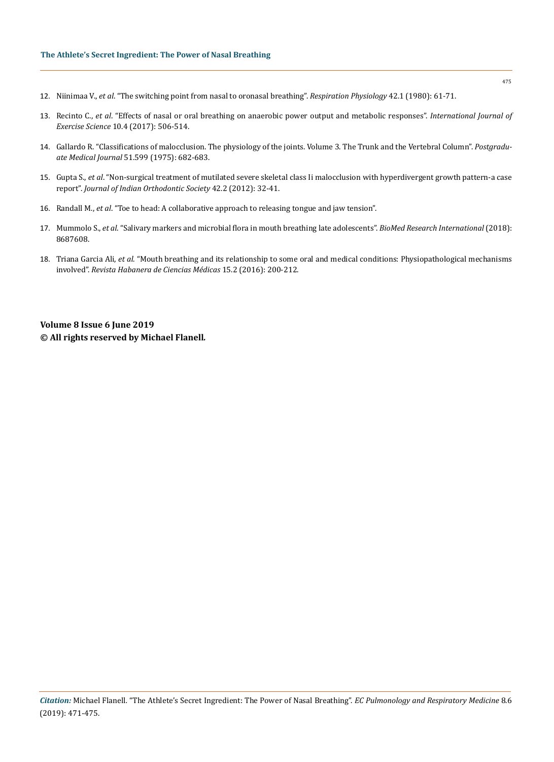12. Niinimaa V., *et al*. "The switching point from nasal to oronasal breathing". *Respiration Physiology* 42.1 (1980): 61-71.

13. Recinto C., *et al*. "Effects of nasal or oral breathing on anaerobic power output and metabolic responses". *International Journal of Exercise Science* 10.4 (2017): 506-514.

14. Gallardo R. "Classifications of malocclusion. The physiology of the joints. Volume 3. The Trunk and the Vertebral Column". *Postgraduate Medical Journal* 51.599 (1975): 682-683.

15. Gupta S., *et al*. "Non-surgical treatment of mutilated severe skeletal class Ii malocclusion with hyperdivergent growth pattern-a case report". *Journal of Indian Orthodontic Society* 42.2 (2012): 32-41.

16. Randall M., *et al*. "Toe to head: A collaborative approach to releasing tongue and jaw tension".

17. Mummolo S., *et al*. "Salivary markers and microbial flora in mouth breathing late adolescents". *BioMed Research International* (2018): 8687608.

18. Triana Garcia Ali, *et al.* "Mouth breathing and its relationship to some oral and medical conditions: Physiopathological mechanisms involved". *Revista Habanera de Ciencias Médicas* 15.2 (2016): 200-212.

**Volume 8 Issue 6 June 2019**
**© All rights reserved by Michael Flanell.**